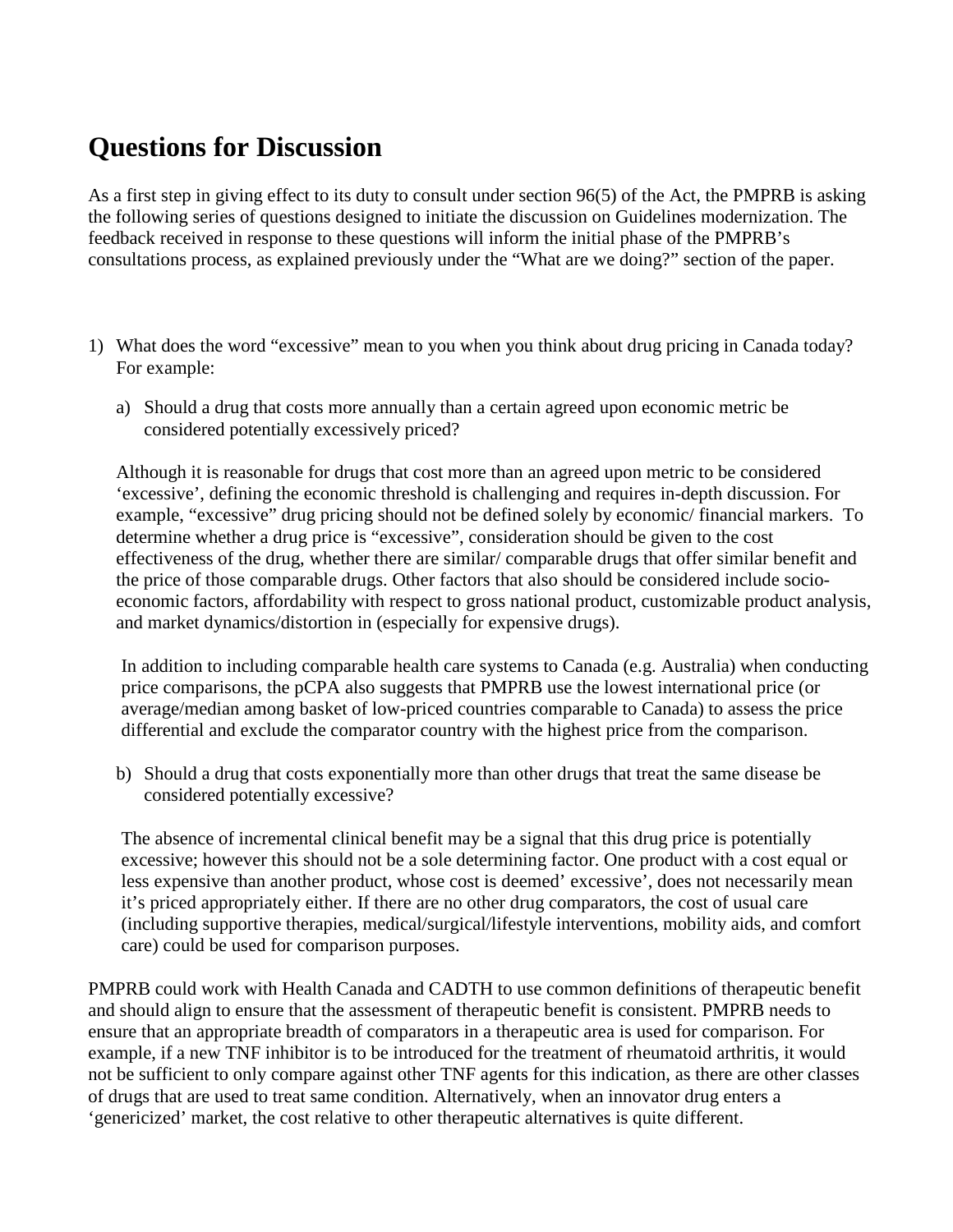# Questions for Discussion

As a first step in giving effect to its duty to consult under section 96(5) of the Act, the PMPRB is asking the following series of questions designed to initiate the discussion on Guidelines modernization. The feedback received in response to these questions will inform the initial phase of the PMPRB's consultations process, as explained previously under the "What are we doing?" section of the paper.

1) What does the word "excessive" mean to you when you think about drug pricing in Canada today? For example:

   a) Should a drug that costs more annually than a certain agreed upon economic metric be considered potentially excessively priced?

   Although it is reasonable for drugs that cost more than an agreed upon metric to be considered 'excessive', defining the economic threshold is challenging and requires in-depth discussion. For example, "excessive" drug pricing should not be defined solely by economic/ financial markers. To determine whether a drug price is "excessive", consideration should be given to the cost effectiveness of the drug, whether there are similar/ comparable drugs that offer similar benefit and the price of those comparable drugs. Other factors that also should be considered include socio-economic factors, affordability with respect to gross national product, customizable product analysis, and market dynamics/distortion in (especially for expensive drugs).

   In addition to including comparable health care systems to Canada (e.g. Australia) when conducting price comparisons, the pCPA also suggests that PMPRB use the lowest international price (or average/median among basket of low-priced countries comparable to Canada) to assess the price differential and exclude the comparator country with the highest price from the comparison.

   b) Should a drug that costs exponentially more than other drugs that treat the same disease be considered potentially excessive?

   The absence of incremental clinical benefit may be a signal that this drug price is potentially excessive; however this should not be a sole determining factor. One product with a cost equal or less expensive than another product, whose cost is deemed' excessive', does not necessarily mean it's priced appropriately either. If there are no other drug comparators, the cost of usual care (including supportive therapies, medical/surgical/lifestyle interventions, mobility aids, and comfort care) could be used for comparison purposes.

PMPRB could work with Health Canada and CADTH to use common definitions of therapeutic benefit and should align to ensure that the assessment of therapeutic benefit is consistent. PMPRB needs to ensure that an appropriate breadth of comparators in a therapeutic area is used for comparison. For example, if a new TNF inhibitor is to be introduced for the treatment of rheumatoid arthritis, it would not be sufficient to only compare against other TNF agents for this indication, as there are other classes of drugs that are used to treat same condition. Alternatively, when an innovator drug enters a 'genericized' market, the cost relative to other therapeutic alternatives is quite different.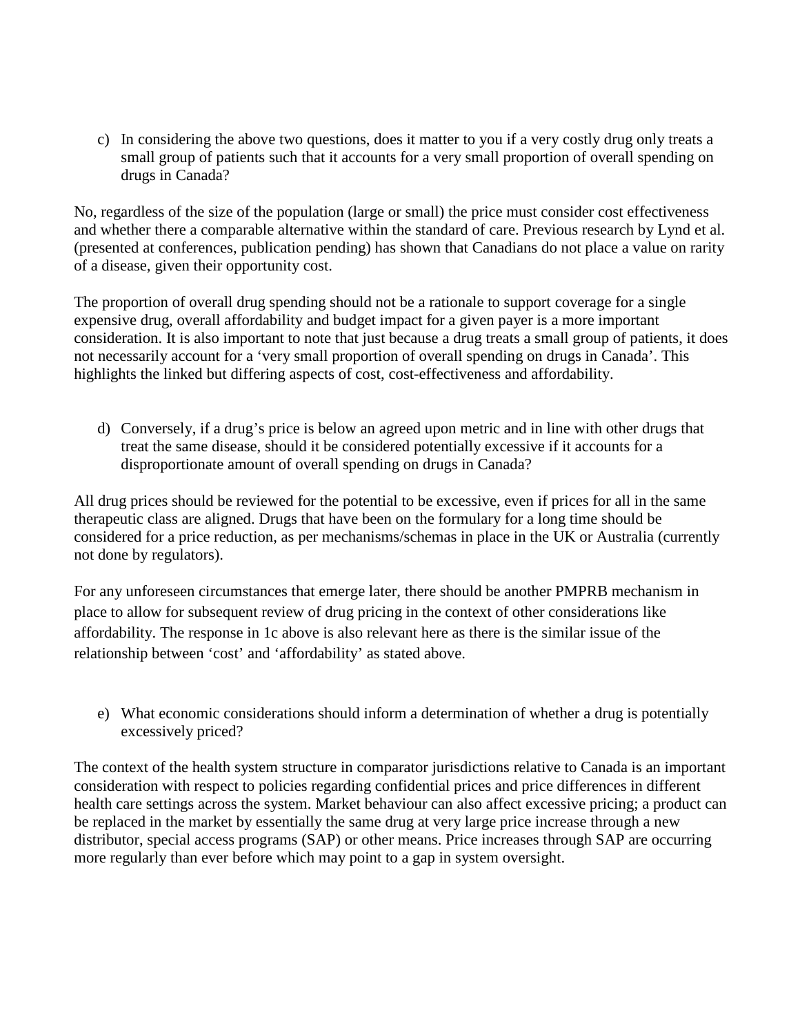c) In considering the above two questions, does it matter to you if a very costly drug only treats a small group of patients such that it accounts for a very small proportion of overall spending on drugs in Canada?

No, regardless of the size of the population (large or small) the price must consider cost effectiveness and whether there a comparable alternative within the standard of care. Previous research by Lynd et al. (presented at conferences, publication pending) has shown that Canadians do not place a value on rarity of a disease, given their opportunity cost.

The proportion of overall drug spending should not be a rationale to support coverage for a single expensive drug, overall affordability and budget impact for a given payer is a more important consideration. It is also important to note that just because a drug treats a small group of patients, it does not necessarily account for a 'very small proportion of overall spending on drugs in Canada'. This highlights the linked but differing aspects of cost, cost-effectiveness and affordability.

d) Conversely, if a drug's price is below an agreed upon metric and in line with other drugs that treat the same disease, should it be considered potentially excessive if it accounts for a disproportionate amount of overall spending on drugs in Canada?

All drug prices should be reviewed for the potential to be excessive, even if prices for all in the same therapeutic class are aligned. Drugs that have been on the formulary for a long time should be considered for a price reduction, as per mechanisms/schemas in place in the UK or Australia (currently not done by regulators).

For any unforeseen circumstances that emerge later, there should be another PMPRB mechanism in place to allow for subsequent review of drug pricing in the context of other considerations like affordability. The response in 1c above is also relevant here as there is the similar issue of the relationship between 'cost' and 'affordability' as stated above.

e) What economic considerations should inform a determination of whether a drug is potentially excessively priced?

The context of the health system structure in comparator jurisdictions relative to Canada is an important consideration with respect to policies regarding confidential prices and price differences in different health care settings across the system. Market behaviour can also affect excessive pricing; a product can be replaced in the market by essentially the same drug at very large price increase through a new distributor, special access programs (SAP) or other means. Price increases through SAP are occurring more regularly than ever before which may point to a gap in system oversight.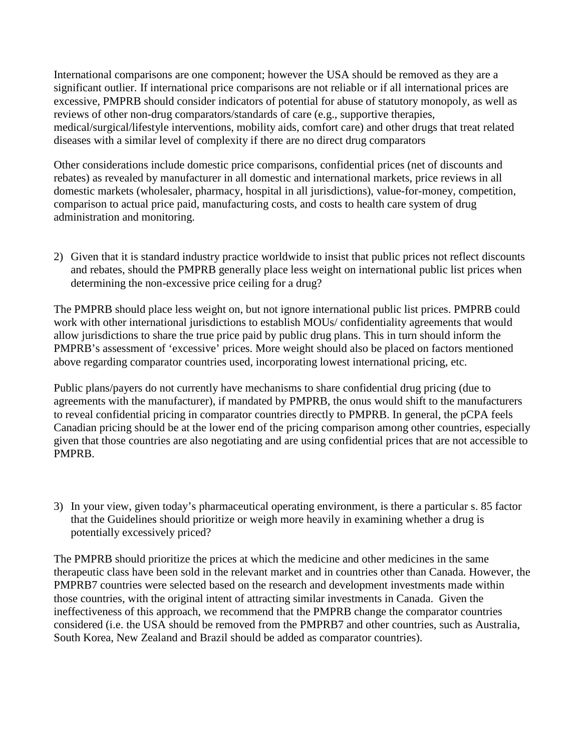International comparisons are one component; however the USA should be removed as they are a significant outlier. If international price comparisons are not reliable or if all international prices are excessive, PMPRB should consider indicators of potential for abuse of statutory monopoly, as well as reviews of other non-drug comparators/standards of care (e.g., supportive therapies, medical/surgical/lifestyle interventions, mobility aids, comfort care) and other drugs that treat related diseases with a similar level of complexity if there are no direct drug comparators

Other considerations include domestic price comparisons, confidential prices (net of discounts and rebates) as revealed by manufacturer in all domestic and international markets, price reviews in all domestic markets (wholesaler, pharmacy, hospital in all jurisdictions), value-for-money, competition, comparison to actual price paid, manufacturing costs, and costs to health care system of drug administration and monitoring.

2) Given that it is standard industry practice worldwide to insist that public prices not reflect discounts and rebates, should the PMPRB generally place less weight on international public list prices when determining the non-excessive price ceiling for a drug?

The PMPRB should place less weight on, but not ignore international public list prices. PMPRB could work with other international jurisdictions to establish MOUs/ confidentiality agreements that would allow jurisdictions to share the true price paid by public drug plans. This in turn should inform the PMPRB's assessment of 'excessive' prices. More weight should also be placed on factors mentioned above regarding comparator countries used, incorporating lowest international pricing, etc.

Public plans/payers do not currently have mechanisms to share confidential drug pricing (due to agreements with the manufacturer), if mandated by PMPRB, the onus would shift to the manufacturers to reveal confidential pricing in comparator countries directly to PMPRB. In general, the pCPA feels Canadian pricing should be at the lower end of the pricing comparison among other countries, especially given that those countries are also negotiating and are using confidential prices that are not accessible to PMPRB.

3) In your view, given today's pharmaceutical operating environment, is there a particular s. 85 factor that the Guidelines should prioritize or weigh more heavily in examining whether a drug is potentially excessively priced?

The PMPRB should prioritize the prices at which the medicine and other medicines in the same therapeutic class have been sold in the relevant market and in countries other than Canada. However, the PMPRB7 countries were selected based on the research and development investments made within those countries, with the original intent of attracting similar investments in Canada. Given the ineffectiveness of this approach, we recommend that the PMPRB change the comparator countries considered (i.e. the USA should be removed from the PMPRB7 and other countries, such as Australia, South Korea, New Zealand and Brazil should be added as comparator countries).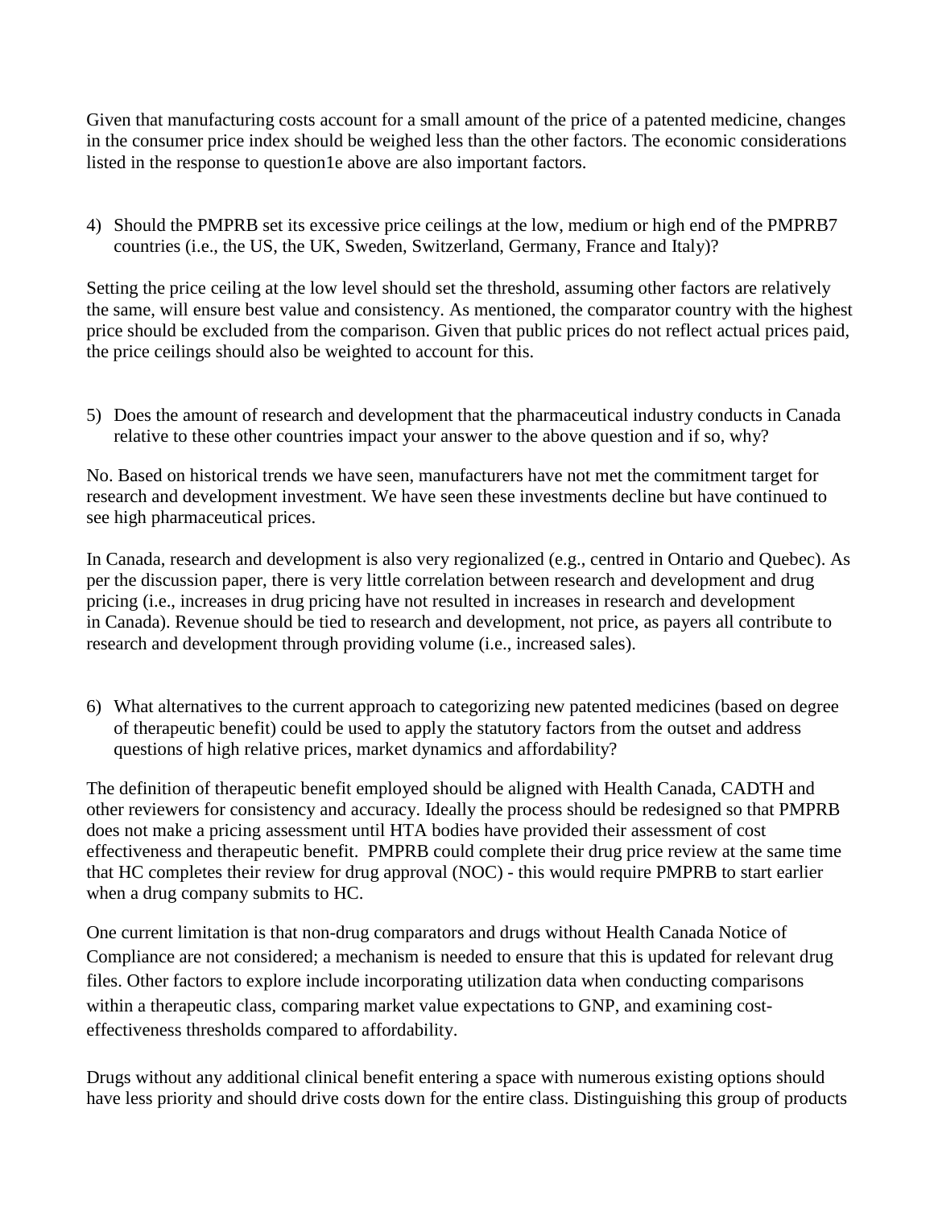Given that manufacturing costs account for a small amount of the price of a patented medicine, changes in the consumer price index should be weighed less than the other factors. The economic considerations listed in the response to question1e above are also important factors.

4) Should the PMPRB set its excessive price ceilings at the low, medium or high end of the PMPRB7 countries (i.e., the US, the UK, Sweden, Switzerland, Germany, France and Italy)?

Setting the price ceiling at the low level should set the threshold, assuming other factors are relatively the same, will ensure best value and consistency. As mentioned, the comparator country with the highest price should be excluded from the comparison. Given that public prices do not reflect actual prices paid, the price ceilings should also be weighted to account for this.

5) Does the amount of research and development that the pharmaceutical industry conducts in Canada relative to these other countries impact your answer to the above question and if so, why?

No. Based on historical trends we have seen, manufacturers have not met the commitment target for research and development investment. We have seen these investments decline but have continued to see high pharmaceutical prices.

In Canada, research and development is also very regionalized (e.g., centred in Ontario and Quebec). As per the discussion paper, there is very little correlation between research and development and drug pricing (i.e., increases in drug pricing have not resulted in increases in research and development in Canada). Revenue should be tied to research and development, not price, as payers all contribute to research and development through providing volume (i.e., increased sales).

6) What alternatives to the current approach to categorizing new patented medicines (based on degree of therapeutic benefit) could be used to apply the statutory factors from the outset and address questions of high relative prices, market dynamics and affordability?

The definition of therapeutic benefit employed should be aligned with Health Canada, CADTH and other reviewers for consistency and accuracy. Ideally the process should be redesigned so that PMPRB does not make a pricing assessment until HTA bodies have provided their assessment of cost effectiveness and therapeutic benefit. PMPRB could complete their drug price review at the same time that HC completes their review for drug approval (NOC) - this would require PMPRB to start earlier when a drug company submits to HC.

One current limitation is that non-drug comparators and drugs without Health Canada Notice of Compliance are not considered; a mechanism is needed to ensure that this is updated for relevant drug files. Other factors to explore include incorporating utilization data when conducting comparisons within a therapeutic class, comparing market value expectations to GNP, and examining cost-effectiveness thresholds compared to affordability.

Drugs without any additional clinical benefit entering a space with numerous existing options should have less priority and should drive costs down for the entire class. Distinguishing this group of products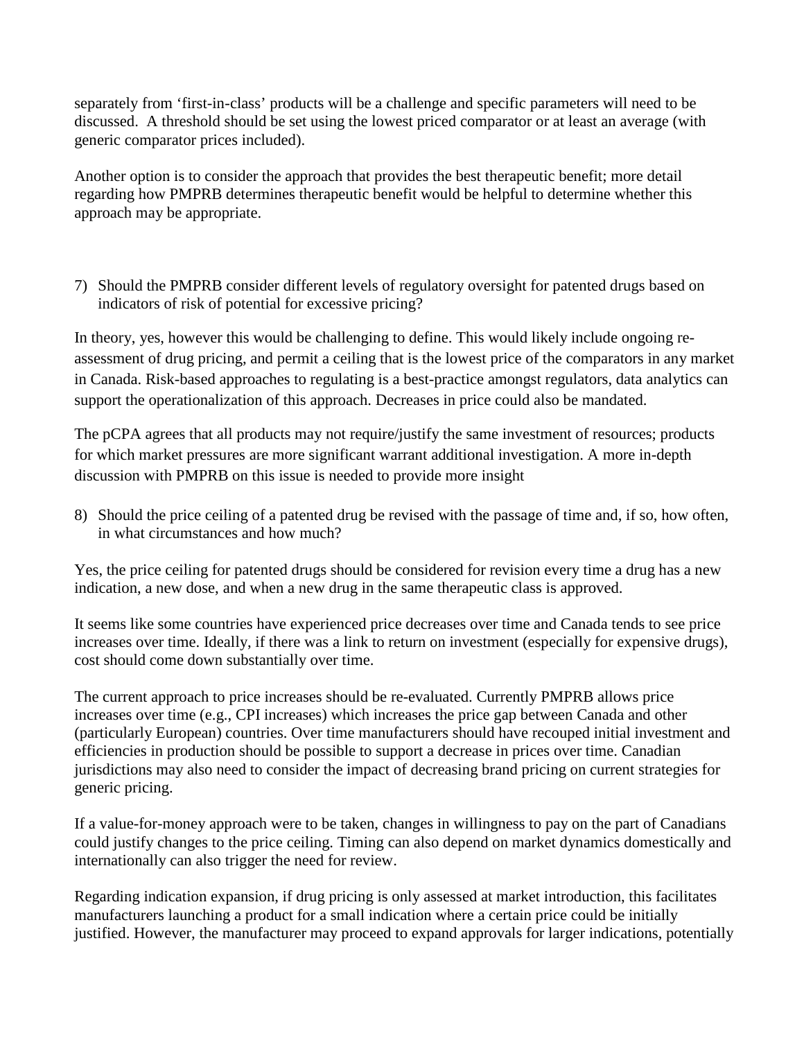separately from 'first-in-class' products will be a challenge and specific parameters will need to be discussed. A threshold should be set using the lowest priced comparator or at least an average (with generic comparator prices included).

Another option is to consider the approach that provides the best therapeutic benefit; more detail regarding how PMPRB determines therapeutic benefit would be helpful to determine whether this approach may be appropriate.

7) Should the PMPRB consider different levels of regulatory oversight for patented drugs based on indicators of risk of potential for excessive pricing?

In theory, yes, however this would be challenging to define. This would likely include ongoing re-assessment of drug pricing, and permit a ceiling that is the lowest price of the comparators in any market in Canada. Risk-based approaches to regulating is a best-practice amongst regulators, data analytics can support the operationalization of this approach. Decreases in price could also be mandated.

The pCPA agrees that all products may not require/justify the same investment of resources; products for which market pressures are more significant warrant additional investigation. A more in-depth discussion with PMPRB on this issue is needed to provide more insight

8) Should the price ceiling of a patented drug be revised with the passage of time and, if so, how often, in what circumstances and how much?

Yes, the price ceiling for patented drugs should be considered for revision every time a drug has a new indication, a new dose, and when a new drug in the same therapeutic class is approved.

It seems like some countries have experienced price decreases over time and Canada tends to see price increases over time. Ideally, if there was a link to return on investment (especially for expensive drugs), cost should come down substantially over time.

The current approach to price increases should be re-evaluated. Currently PMPRB allows price increases over time (e.g., CPI increases) which increases the price gap between Canada and other (particularly European) countries. Over time manufacturers should have recouped initial investment and efficiencies in production should be possible to support a decrease in prices over time. Canadian jurisdictions may also need to consider the impact of decreasing brand pricing on current strategies for generic pricing.

If a value-for-money approach were to be taken, changes in willingness to pay on the part of Canadians could justify changes to the price ceiling. Timing can also depend on market dynamics domestically and internationally can also trigger the need for review.

Regarding indication expansion, if drug pricing is only assessed at market introduction, this facilitates manufacturers launching a product for a small indication where a certain price could be initially justified. However, the manufacturer may proceed to expand approvals for larger indications, potentially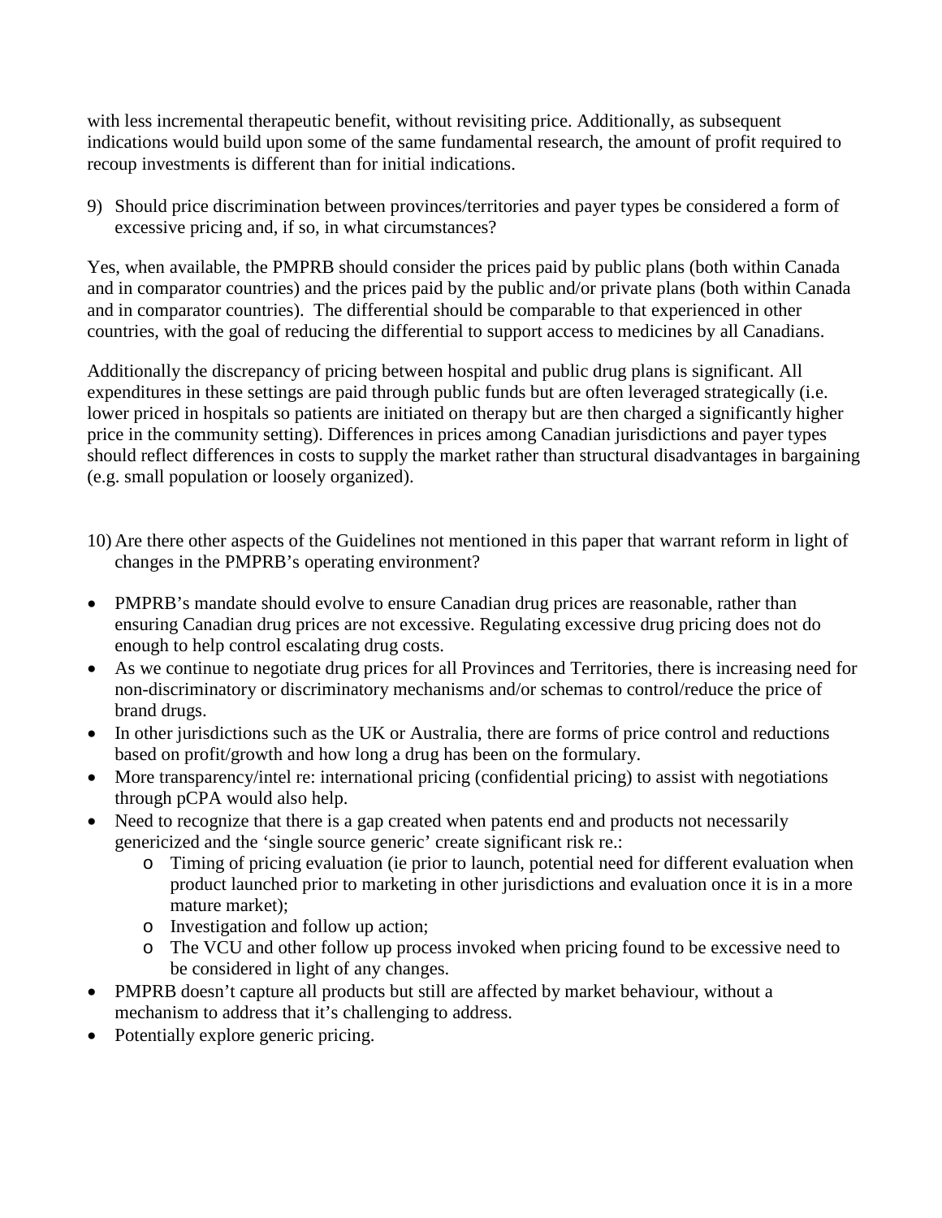with less incremental therapeutic benefit, without revisiting price. Additionally, as subsequent indications would build upon some of the same fundamental research, the amount of profit required to recoup investments is different than for initial indications.

9) Should price discrimination between provinces/territories and payer types be considered a form of excessive pricing and, if so, in what circumstances?

Yes, when available, the PMPRB should consider the prices paid by public plans (both within Canada and in comparator countries) and the prices paid by the public and/or private plans (both within Canada and in comparator countries). The differential should be comparable to that experienced in other countries, with the goal of reducing the differential to support access to medicines by all Canadians.

Additionally the discrepancy of pricing between hospital and public drug plans is significant. All expenditures in these settings are paid through public funds but are often leveraged strategically (i.e. lower priced in hospitals so patients are initiated on therapy but are then charged a significantly higher price in the community setting). Differences in prices among Canadian jurisdictions and payer types should reflect differences in costs to supply the market rather than structural disadvantages in bargaining (e.g. small population or loosely organized).

10) Are there other aspects of the Guidelines not mentioned in this paper that warrant reform in light of changes in the PMPRB's operating environment?

- PMPRB's mandate should evolve to ensure Canadian drug prices are reasonable, rather than ensuring Canadian drug prices are not excessive. Regulating excessive drug pricing does not do enough to help control escalating drug costs.
- As we continue to negotiate drug prices for all Provinces and Territories, there is increasing need for non-discriminatory or discriminatory mechanisms and/or schemas to control/reduce the price of brand drugs.
- In other jurisdictions such as the UK or Australia, there are forms of price control and reductions based on profit/growth and how long a drug has been on the formulary.
- More transparency/intel re: international pricing (confidential pricing) to assist with negotiations through pCPA would also help.
- Need to recognize that there is a gap created when patents end and products not necessarily genericized and the 'single source generic' create significant risk re.:
  - Timing of pricing evaluation (ie prior to launch, potential need for different evaluation when product launched prior to marketing in other jurisdictions and evaluation once it is in a more mature market);
  - Investigation and follow up action;
  - The VCU and other follow up process invoked when pricing found to be excessive need to be considered in light of any changes.
- PMPRB doesn't capture all products but still are affected by market behaviour, without a mechanism to address that it's challenging to address.
- Potentially explore generic pricing.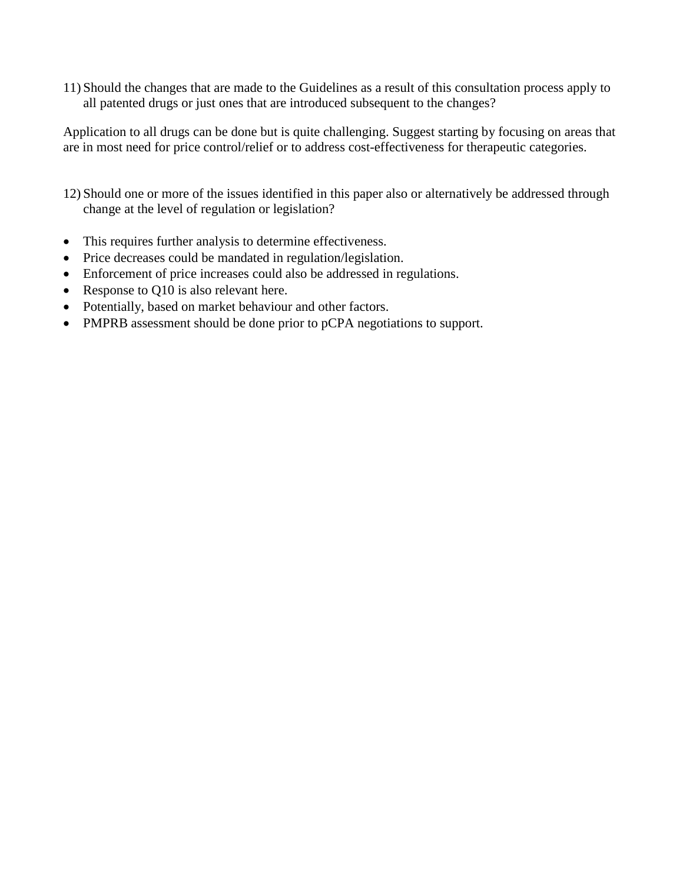11) Should the changes that are made to the Guidelines as a result of this consultation process apply to all patented drugs or just ones that are introduced subsequent to the changes?

Application to all drugs can be done but is quite challenging. Suggest starting by focusing on areas that are in most need for price control/relief or to address cost-effectiveness for therapeutic categories.

12) Should one or more of the issues identified in this paper also or alternatively be addressed through change at the level of regulation or legislation?

- This requires further analysis to determine effectiveness.
- Price decreases could be mandated in regulation/legislation.
- Enforcement of price increases could also be addressed in regulations.
- Response to Q10 is also relevant here.
- Potentially, based on market behaviour and other factors.
- PMPRB assessment should be done prior to pCPA negotiations to support.